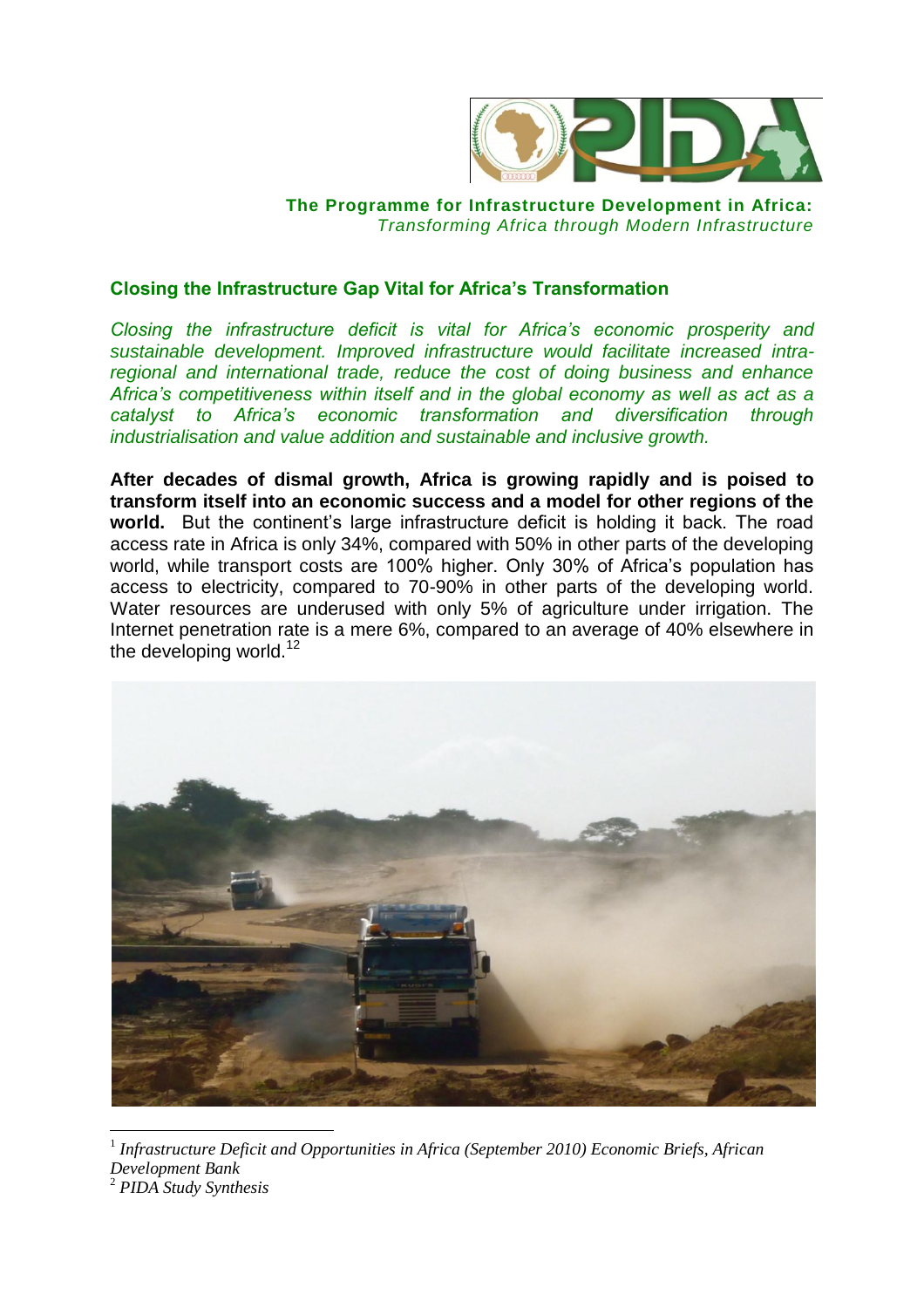**The Programme for Infrastructure Development in Africa:**
*Transforming Africa through Modern Infrastructure*

## Closing the Infrastructure Gap Vital for Africa's Transformation

*Closing the infrastructure deficit is vital for Africa's economic prosperity and sustainable development. Improved infrastructure would facilitate increased intra-regional and international trade, reduce the cost of doing business and enhance Africa's competitiveness within itself and in the global economy as well as act as a catalyst to Africa's economic transformation and diversification through industrialisation and value addition and sustainable and inclusive growth.*

**After decades of dismal growth, Africa is growing rapidly and is poised to transform itself into an economic success and a model for other regions of the world.** But the continent's large infrastructure deficit is holding it back. The road access rate in Africa is only 34%, compared with 50% in other parts of the developing world, while transport costs are 100% higher. Only 30% of Africa's population has access to electricity, compared to 70-90% in other parts of the developing world. Water resources are underused with only 5% of agriculture under irrigation. The Internet penetration rate is a mere 6%, compared to an average of 40% elsewhere in the developing world.[1,2]

[1] *Infrastructure Deficit and Opportunities in Africa (September 2010) Economic Briefs, African Development Bank*

[2] *PIDA Study Synthesis*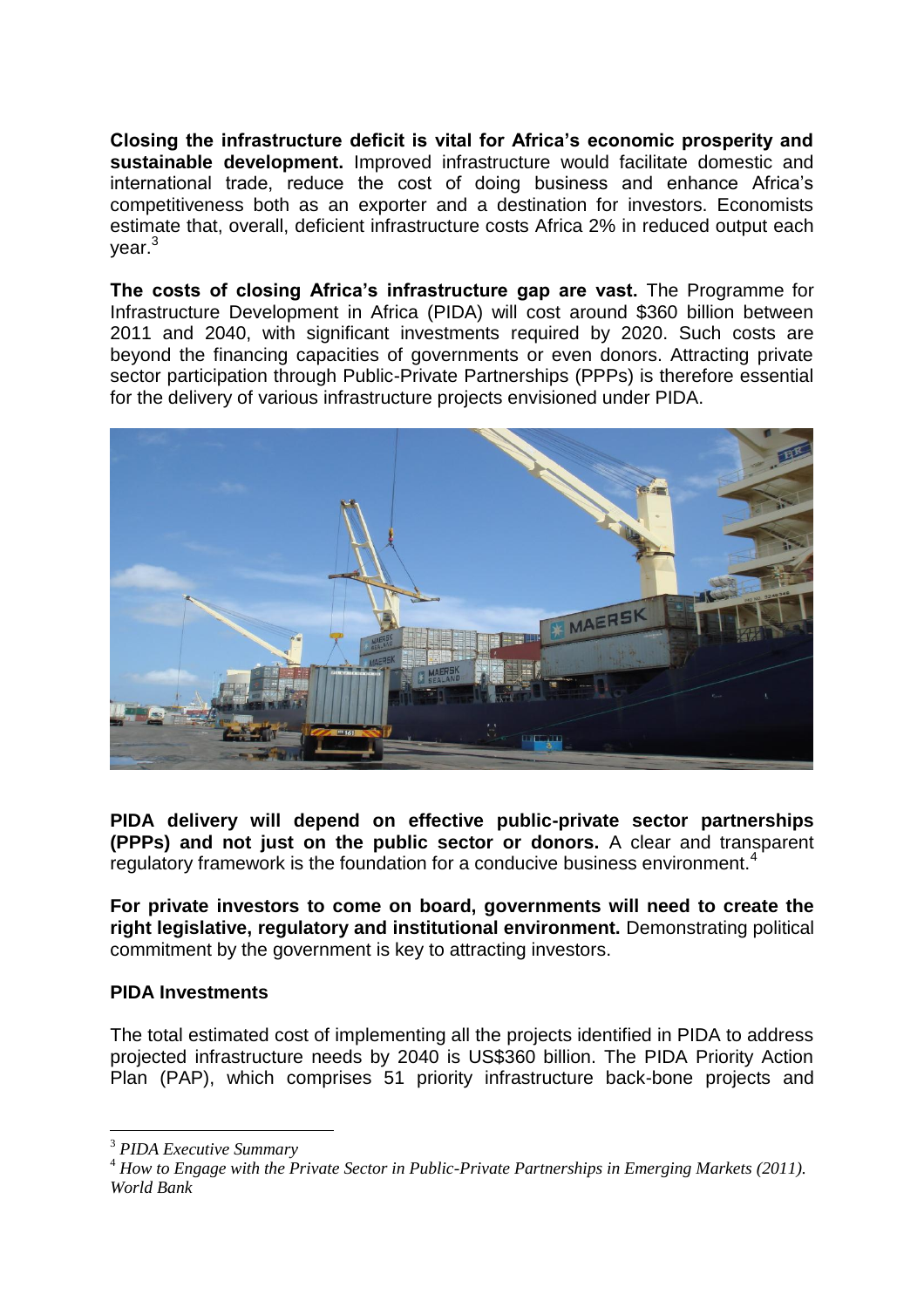**Closing the infrastructure deficit is vital for Africa's economic prosperity and sustainable development.** Improved infrastructure would facilitate domestic and international trade, reduce the cost of doing business and enhance Africa's competitiveness both as an exporter and a destination for investors. Economists estimate that, overall, deficient infrastructure costs Africa 2% in reduced output each year.[3]

**The costs of closing Africa's infrastructure gap are vast.** The Programme for Infrastructure Development in Africa (PIDA) will cost around $360 billion between 2011 and 2040, with significant investments required by 2020. Such costs are beyond the financing capacities of governments or even donors. Attracting private sector participation through Public-Private Partnerships (PPPs) is therefore essential for the delivery of various infrastructure projects envisioned under PIDA.

**PIDA delivery will depend on effective public-private sector partnerships (PPPs) and not just on the public sector or donors.** A clear and transparent regulatory framework is the foundation for a conducive business environment.[4]

**For private investors to come on board, governments will need to create the right legislative, regulatory and institutional environment.** Demonstrating political commitment by the government is key to attracting investors.

**PIDA Investments**

The total estimated cost of implementing all the projects identified in PIDA to address projected infrastructure needs by 2040 is US$360 billion. The PIDA Priority Action Plan (PAP), which comprises 51 priority infrastructure back-bone projects and

---

[3] *PIDA Executive Summary*

[4] *How to Engage with the Private Sector in Public-Private Partnerships in Emerging Markets (2011). World Bank*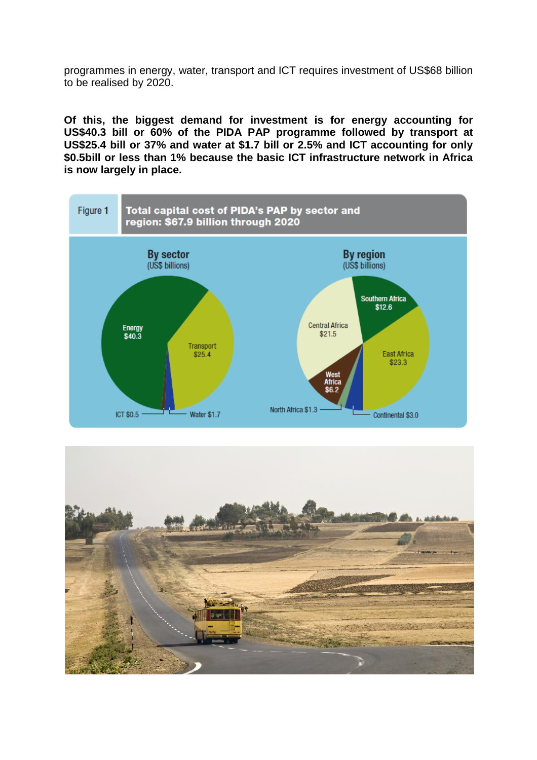programmes in energy, water, transport and ICT requires investment of US$68 billion to be realised by 2020.

**Of this, the biggest demand for investment is for energy accounting for US$40.3 bill or 60% of the PIDA PAP programme followed by transport at US$25.4 bill or 37% and water at $1.7 bill or 2.5% and ICT accounting for only $0.5bill or less than 1% because the basic ICT infrastructure network in Africa is now largely in place.**

Figure 1 Total capital cost of PIDA's PAP by sector and region: $67.9 billion through 2020

**By sector** (US$ billions)

| Sector | US$ billions |
|---|---|
| Energy | $40.3 |
| Transport | $25.4 |
| Water | $1.7 |
| ICT | $0.5 |

**By region** (US$ billions)

| Region | US$ billions |
|---|---|
| Southern Africa | $12.6 |
| East Africa | $23.3 |
| Central Africa | $21.5 |
| West Africa | $6.2 |
| North Africa | $1.3 |
| Continental | $3.0 |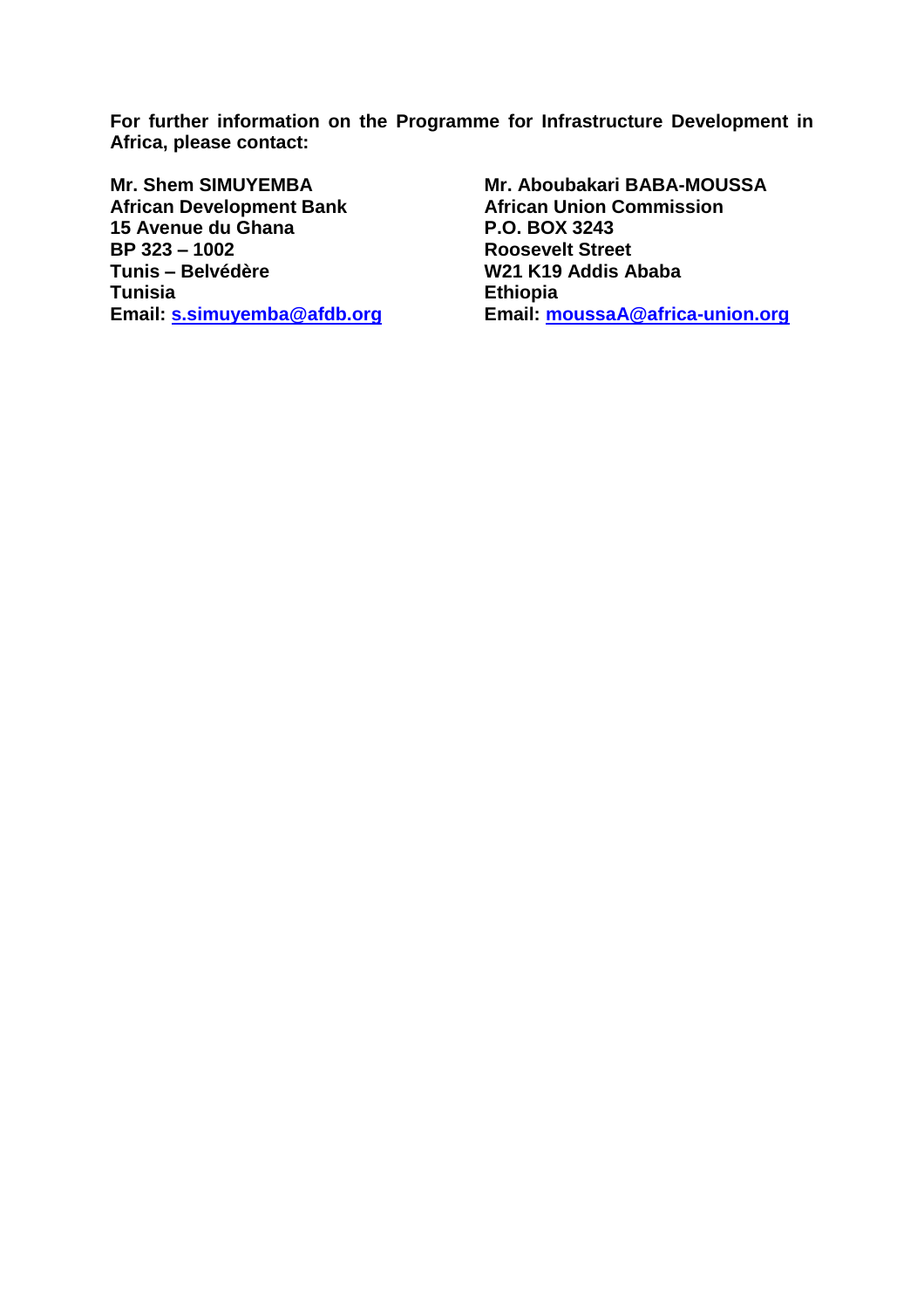**For further information on the Programme for Infrastructure Development in Africa, please contact:**

**Mr. Shem SIMUYEMBA**
**African Development Bank**
**15 Avenue du Ghana**
**BP 323 – 1002**
**Tunis – Belvédère**
**Tunisia**
**Email: s.simuyemba@afdb.org**

**Mr. Aboubakari BABA-MOUSSA**
**African Union Commission**
**P.O. BOX 3243**
**Roosevelt Street**
**W21 K19 Addis Ababa**
**Ethiopia**
**Email: moussaA@africa-union.org**